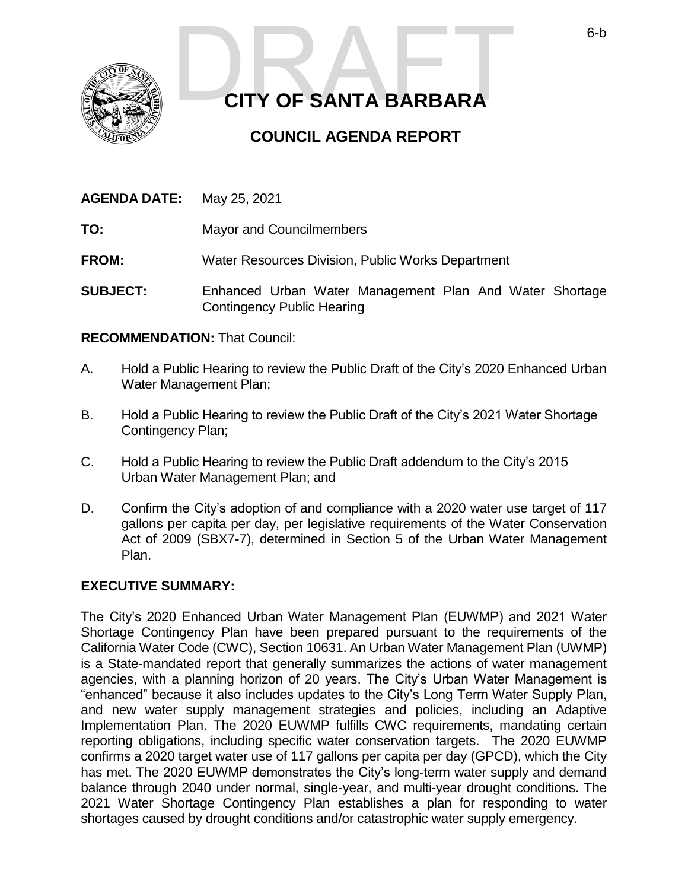DRAFT

# CITY OF SANTA BARBARA

## COUNCIL AGENDA REPORT

**AGENDA DATE:** May 25, 2021

**TO:** Mayor and Councilmembers

**FROM:** Water Resources Division, Public Works Department

**SUBJECT:** Enhanced Urban Water Management Plan And Water Shortage Contingency Public Hearing

**RECOMMENDATION:** That Council:

A. Hold a Public Hearing to review the Public Draft of the City's 2020 Enhanced Urban Water Management Plan;

B. Hold a Public Hearing to review the Public Draft of the City's 2021 Water Shortage Contingency Plan;

C. Hold a Public Hearing to review the Public Draft addendum to the City's 2015 Urban Water Management Plan; and

D. Confirm the City's adoption of and compliance with a 2020 water use target of 117 gallons per capita per day, per legislative requirements of the Water Conservation Act of 2009 (SBX7-7), determined in Section 5 of the Urban Water Management Plan.

**EXECUTIVE SUMMARY:**

The City's 2020 Enhanced Urban Water Management Plan (EUWMP) and 2021 Water Shortage Contingency Plan have been prepared pursuant to the requirements of the California Water Code (CWC), Section 10631. An Urban Water Management Plan (UWMP) is a State-mandated report that generally summarizes the actions of water management agencies, with a planning horizon of 20 years. The City's Urban Water Management is "enhanced" because it also includes updates to the City's Long Term Water Supply Plan, and new water supply management strategies and policies, including an Adaptive Implementation Plan. The 2020 EUWMP fulfills CWC requirements, mandating certain reporting obligations, including specific water conservation targets. The 2020 EUWMP confirms a 2020 target water use of 117 gallons per capita per day (GPCD), which the City has met. The 2020 EUWMP demonstrates the City's long-term water supply and demand balance through 2040 under normal, single-year, and multi-year drought conditions. The 2021 Water Shortage Contingency Plan establishes a plan for responding to water shortages caused by drought conditions and/or catastrophic water supply emergency.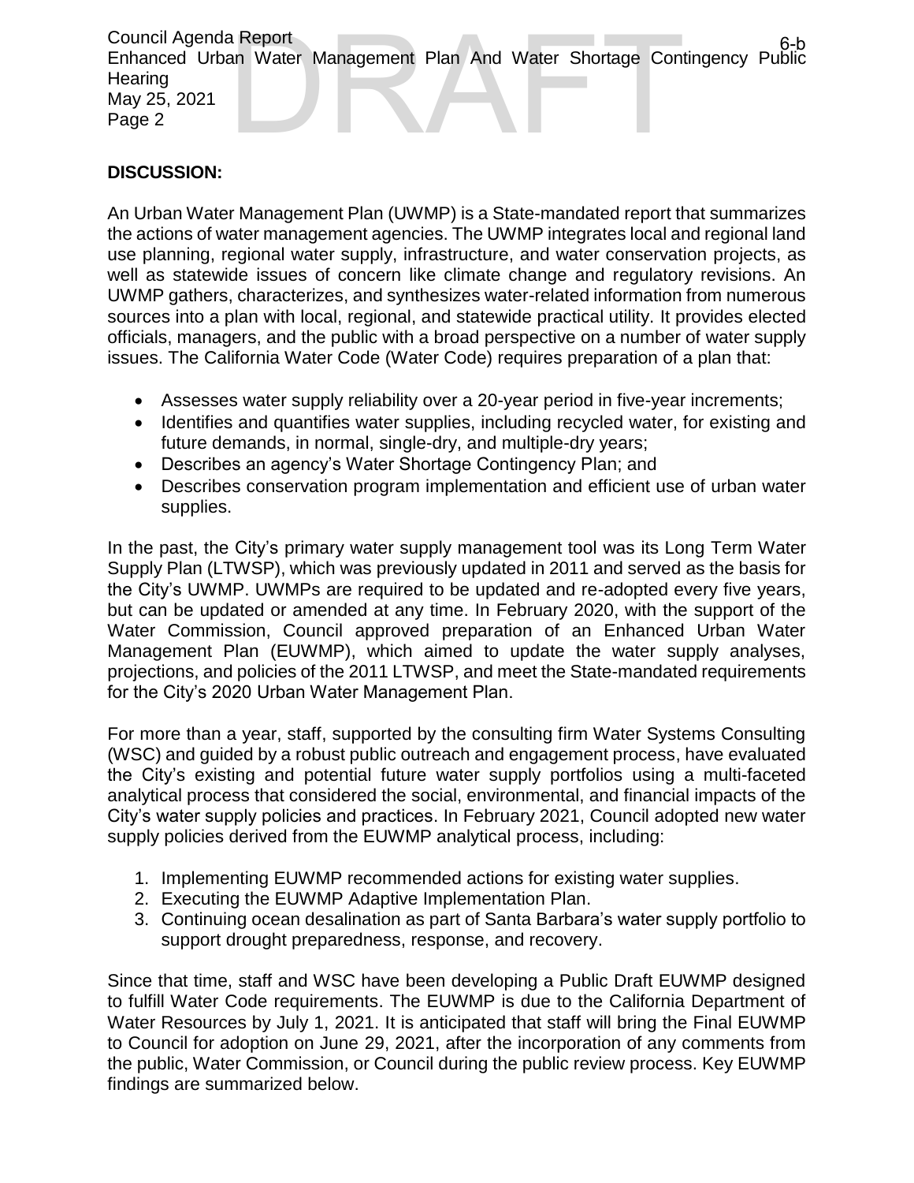## DISCUSSION:

An Urban Water Management Plan (UWMP) is a State-mandated report that summarizes the actions of water management agencies. The UWMP integrates local and regional land use planning, regional water supply, infrastructure, and water conservation projects, as well as statewide issues of concern like climate change and regulatory revisions. An UWMP gathers, characterizes, and synthesizes water-related information from numerous sources into a plan with local, regional, and statewide practical utility. It provides elected officials, managers, and the public with a broad perspective on a number of water supply issues. The California Water Code (Water Code) requires preparation of a plan that:

- Assesses water supply reliability over a 20-year period in five-year increments;
- Identifies and quantifies water supplies, including recycled water, for existing and future demands, in normal, single-dry, and multiple-dry years;
- Describes an agency's Water Shortage Contingency Plan; and
- Describes conservation program implementation and efficient use of urban water supplies.

In the past, the City's primary water supply management tool was its Long Term Water Supply Plan (LTWSP), which was previously updated in 2011 and served as the basis for the City's UWMP. UWMPs are required to be updated and re-adopted every five years, but can be updated or amended at any time. In February 2020, with the support of the Water Commission, Council approved preparation of an Enhanced Urban Water Management Plan (EUWMP), which aimed to update the water supply analyses, projections, and policies of the 2011 LTWSP, and meet the State-mandated requirements for the City's 2020 Urban Water Management Plan.

For more than a year, staff, supported by the consulting firm Water Systems Consulting (WSC) and guided by a robust public outreach and engagement process, have evaluated the City's existing and potential future water supply portfolios using a multi-faceted analytical process that considered the social, environmental, and financial impacts of the City's water supply policies and practices. In February 2021, Council adopted new water supply policies derived from the EUWMP analytical process, including:

1. Implementing EUWMP recommended actions for existing water supplies.
2. Executing the EUWMP Adaptive Implementation Plan.
3. Continuing ocean desalination as part of Santa Barbara's water supply portfolio to support drought preparedness, response, and recovery.

Since that time, staff and WSC have been developing a Public Draft EUWMP designed to fulfill Water Code requirements. The EUWMP is due to the California Department of Water Resources by July 1, 2021. It is anticipated that staff will bring the Final EUWMP to Council for adoption on June 29, 2021, after the incorporation of any comments from the public, Water Commission, or Council during the public review process. Key EUWMP findings are summarized below.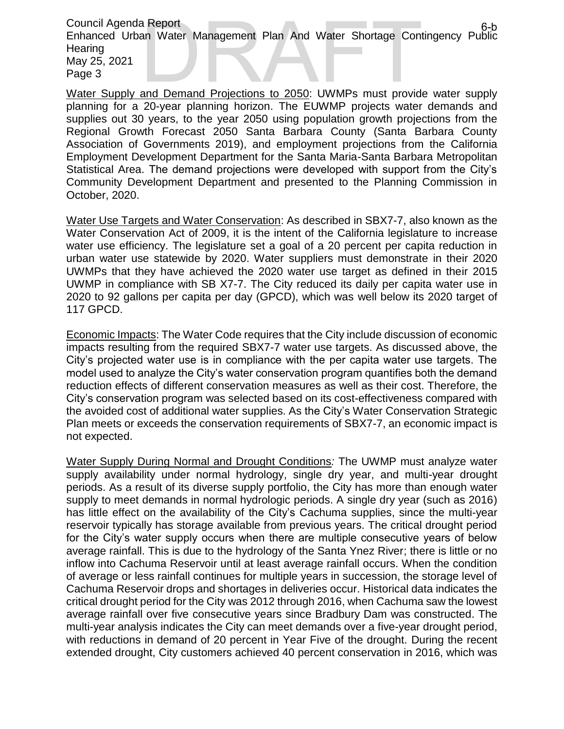Water Supply and Demand Projections to 2050: UWMPs must provide water supply planning for a 20-year planning horizon. The EUWMP projects water demands and supplies out 30 years, to the year 2050 using population growth projections from the Regional Growth Forecast 2050 Santa Barbara County (Santa Barbara County Association of Governments 2019), and employment projections from the California Employment Development Department for the Santa Maria-Santa Barbara Metropolitan Statistical Area. The demand projections were developed with support from the City's Community Development Department and presented to the Planning Commission in October, 2020.

Water Use Targets and Water Conservation: As described in SBX7-7, also known as the Water Conservation Act of 2009, it is the intent of the California legislature to increase water use efficiency. The legislature set a goal of a 20 percent per capita reduction in urban water use statewide by 2020. Water suppliers must demonstrate in their 2020 UWMPs that they have achieved the 2020 water use target as defined in their 2015 UWMP in compliance with SB X7-7. The City reduced its daily per capita water use in 2020 to 92 gallons per capita per day (GPCD), which was well below its 2020 target of 117 GPCD.

Economic Impacts: The Water Code requires that the City include discussion of economic impacts resulting from the required SBX7-7 water use targets. As discussed above, the City's projected water use is in compliance with the per capita water use targets. The model used to analyze the City's water conservation program quantifies both the demand reduction effects of different conservation measures as well as their cost. Therefore, the City's conservation program was selected based on its cost-effectiveness compared with the avoided cost of additional water supplies. As the City's Water Conservation Strategic Plan meets or exceeds the conservation requirements of SBX7-7, an economic impact is not expected.

Water Supply During Normal and Drought Conditions*:* The UWMP must analyze water supply availability under normal hydrology, single dry year, and multi-year drought periods. As a result of its diverse supply portfolio, the City has more than enough water supply to meet demands in normal hydrologic periods. A single dry year (such as 2016) has little effect on the availability of the City's Cachuma supplies, since the multi-year reservoir typically has storage available from previous years. The critical drought period for the City's water supply occurs when there are multiple consecutive years of below average rainfall. This is due to the hydrology of the Santa Ynez River; there is little or no inflow into Cachuma Reservoir until at least average rainfall occurs. When the condition of average or less rainfall continues for multiple years in succession, the storage level of Cachuma Reservoir drops and shortages in deliveries occur. Historical data indicates the critical drought period for the City was 2012 through 2016, when Cachuma saw the lowest average rainfall over five consecutive years since Bradbury Dam was constructed. The multi-year analysis indicates the City can meet demands over a five-year drought period, with reductions in demand of 20 percent in Year Five of the drought. During the recent extended drought, City customers achieved 40 percent conservation in 2016, which was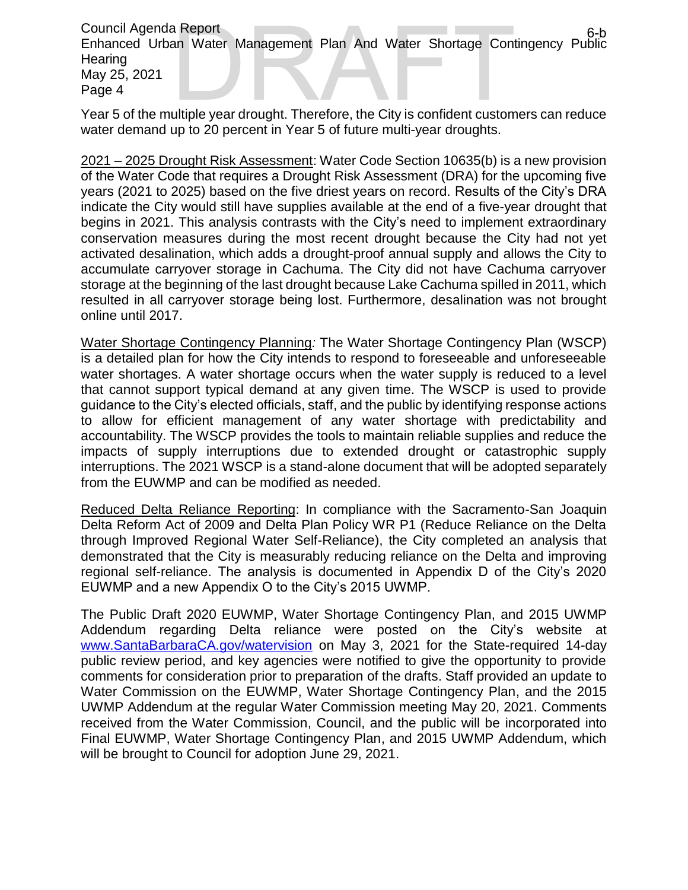Year 5 of the multiple year drought. Therefore, the City is confident customers can reduce water demand up to 20 percent in Year 5 of future multi-year droughts.

2021 – 2025 Drought Risk Assessment: Water Code Section 10635(b) is a new provision of the Water Code that requires a Drought Risk Assessment (DRA) for the upcoming five years (2021 to 2025) based on the five driest years on record. Results of the City's DRA indicate the City would still have supplies available at the end of a five-year drought that begins in 2021. This analysis contrasts with the City's need to implement extraordinary conservation measures during the most recent drought because the City had not yet activated desalination, which adds a drought-proof annual supply and allows the City to accumulate carryover storage in Cachuma. The City did not have Cachuma carryover storage at the beginning of the last drought because Lake Cachuma spilled in 2011, which resulted in all carryover storage being lost. Furthermore, desalination was not brought online until 2017.

Water Shortage Contingency Planning*:* The Water Shortage Contingency Plan (WSCP) is a detailed plan for how the City intends to respond to foreseeable and unforeseeable water shortages. A water shortage occurs when the water supply is reduced to a level that cannot support typical demand at any given time. The WSCP is used to provide guidance to the City's elected officials, staff, and the public by identifying response actions to allow for efficient management of any water shortage with predictability and accountability. The WSCP provides the tools to maintain reliable supplies and reduce the impacts of supply interruptions due to extended drought or catastrophic supply interruptions. The 2021 WSCP is a stand-alone document that will be adopted separately from the EUWMP and can be modified as needed.

Reduced Delta Reliance Reporting: In compliance with the Sacramento-San Joaquin Delta Reform Act of 2009 and Delta Plan Policy WR P1 (Reduce Reliance on the Delta through Improved Regional Water Self-Reliance), the City completed an analysis that demonstrated that the City is measurably reducing reliance on the Delta and improving regional self-reliance. The analysis is documented in Appendix D of the City's 2020 EUWMP and a new Appendix O to the City's 2015 UWMP.

The Public Draft 2020 EUWMP, Water Shortage Contingency Plan, and 2015 UWMP Addendum regarding Delta reliance were posted on the City's website at [www.SantaBarbaraCA.gov/watervision](http://www.SantaBarbaraCA.gov/watervision) on May 3, 2021 for the State-required 14-day public review period, and key agencies were notified to give the opportunity to provide comments for consideration prior to preparation of the drafts. Staff provided an update to Water Commission on the EUWMP, Water Shortage Contingency Plan, and the 2015 UWMP Addendum at the regular Water Commission meeting May 20, 2021. Comments received from the Water Commission, Council, and the public will be incorporated into Final EUWMP, Water Shortage Contingency Plan, and 2015 UWMP Addendum, which will be brought to Council for adoption June 29, 2021.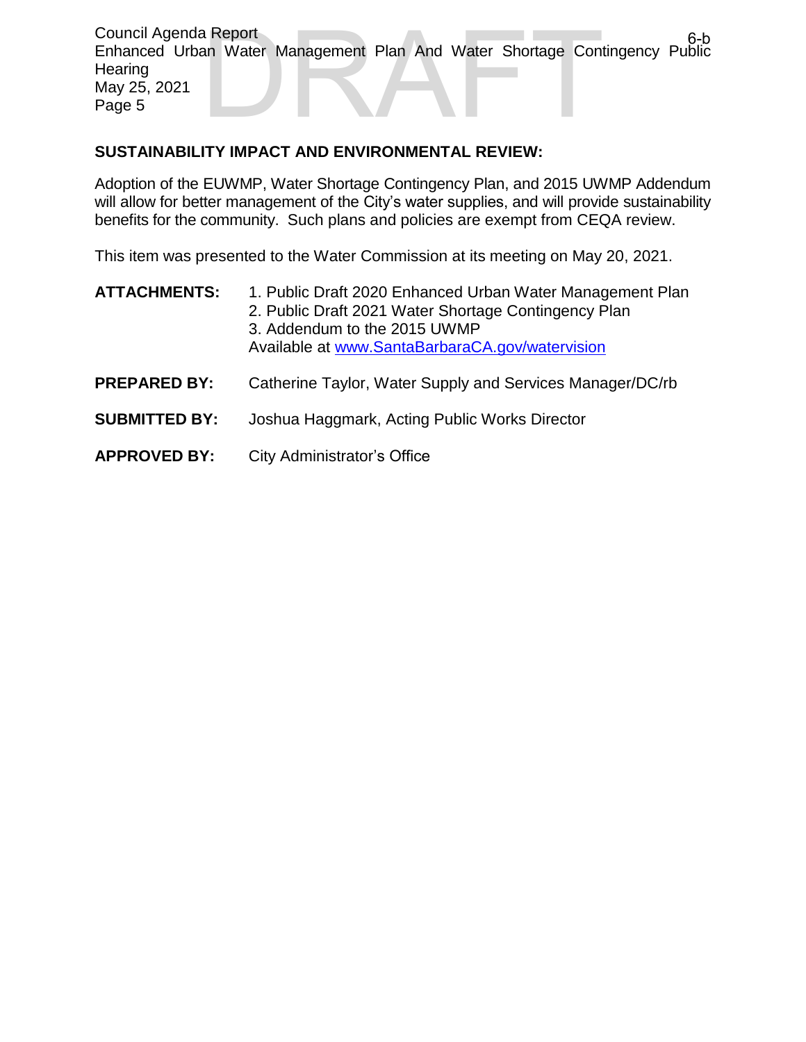## SUSTAINABILITY IMPACT AND ENVIRONMENTAL REVIEW:

Adoption of the EUWMP, Water Shortage Contingency Plan, and 2015 UWMP Addendum will allow for better management of the City's water supplies, and will provide sustainability benefits for the community. Such plans and policies are exempt from CEQA review.

This item was presented to the Water Commission at its meeting on May 20, 2021.

**ATTACHMENTS:**
1. Public Draft 2020 Enhanced Urban Water Management Plan
2. Public Draft 2021 Water Shortage Contingency Plan
3. Addendum to the 2015 UWMP

Available at www.SantaBarbaraCA.gov/watervision

**PREPARED BY:** Catherine Taylor, Water Supply and Services Manager/DC/rb

**SUBMITTED BY:** Joshua Haggmark, Acting Public Works Director

**APPROVED BY:** City Administrator's Office